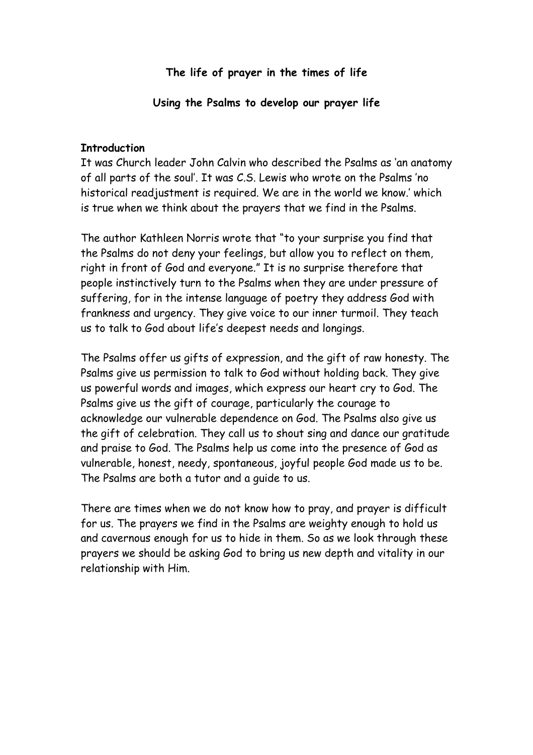**The life of prayer in the times of life**

**Using the Psalms to develop our prayer life**

**Introduction**

It was Church leader John Calvin who described the Psalms as 'an anatomy of all parts of the soul'. It was C.S. Lewis who wrote on the Psalms 'no historical readjustment is required. We are in the world we know.' which is true when we think about the prayers that we find in the Psalms.

The author Kathleen Norris wrote that "to your surprise you find that the Psalms do not deny your feelings, but allow you to reflect on them, right in front of God and everyone." It is no surprise therefore that people instinctively turn to the Psalms when they are under pressure of suffering, for in the intense language of poetry they address God with frankness and urgency. They give voice to our inner turmoil. They teach us to talk to God about life's deepest needs and longings.

The Psalms offer us gifts of expression, and the gift of raw honesty. The Psalms give us permission to talk to God without holding back. They give us powerful words and images, which express our heart cry to God. The Psalms give us the gift of courage, particularly the courage to acknowledge our vulnerable dependence on God. The Psalms also give us the gift of celebration. They call us to shout sing and dance our gratitude and praise to God. The Psalms help us come into the presence of God as vulnerable, honest, needy, spontaneous, joyful people God made us to be. The Psalms are both a tutor and a guide to us.

There are times when we do not know how to pray, and prayer is difficult for us. The prayers we find in the Psalms are weighty enough to hold us and cavernous enough for us to hide in them. So as we look through these prayers we should be asking God to bring us new depth and vitality in our relationship with Him.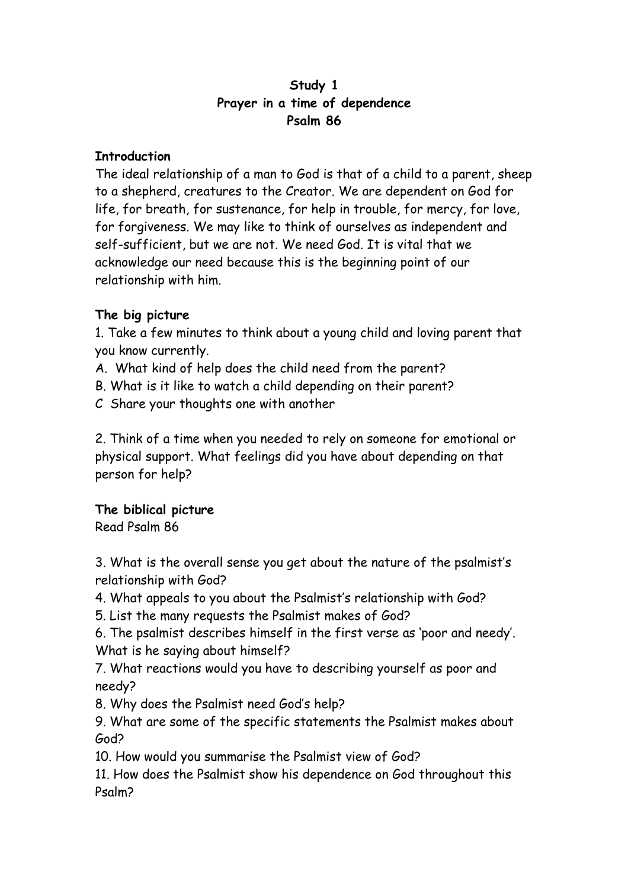**Study 1**
**Prayer in a time of dependence**
**Psalm 86**

**Introduction**

The ideal relationship of a man to God is that of a child to a parent, sheep to a shepherd, creatures to the Creator. We are dependent on God for life, for breath, for sustenance, for help in trouble, for mercy, for love, for forgiveness. We may like to think of ourselves as independent and self-sufficient, but we are not. We need God. It is vital that we acknowledge our need because this is the beginning point of our relationship with him.

**The big picture**

1. Take a few minutes to think about a young child and loving parent that you know currently.
A. What kind of help does the child need from the parent?
B. What is it like to watch a child depending on their parent?
C Share your thoughts one with another

2. Think of a time when you needed to rely on someone for emotional or physical support. What feelings did you have about depending on that person for help?

**The biblical picture**

Read Psalm 86

3. What is the overall sense you get about the nature of the psalmist's relationship with God?
4. What appeals to you about the Psalmist's relationship with God?
5. List the many requests the Psalmist makes of God?
6. The psalmist describes himself in the first verse as 'poor and needy'. What is he saying about himself?
7. What reactions would you have to describing yourself as poor and needy?
8. Why does the Psalmist need God's help?
9. What are some of the specific statements the Psalmist makes about God?
10. How would you summarise the Psalmist view of God?
11. How does the Psalmist show his dependence on God throughout this Psalm?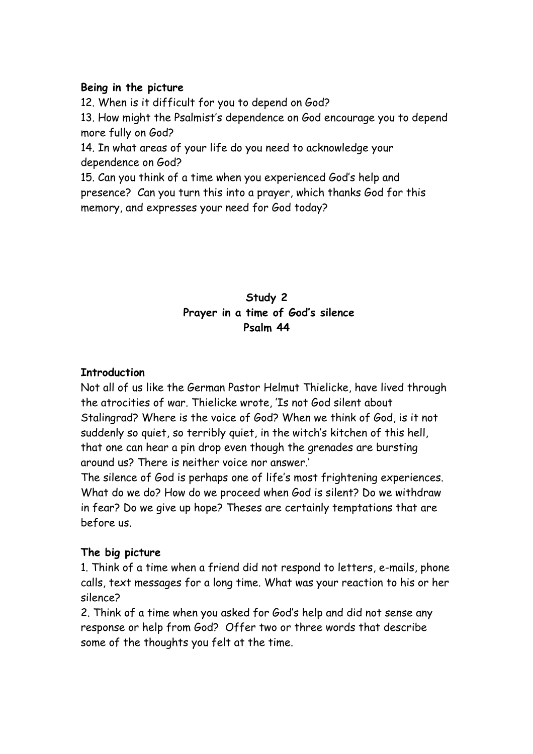**Being in the picture**

12. When is it difficult for you to depend on God?
13. How might the Psalmist's dependence on God encourage you to depend more fully on God?
14. In what areas of your life do you need to acknowledge your dependence on God?
15. Can you think of a time when you experienced God's help and presence? Can you turn this into a prayer, which thanks God for this memory, and expresses your need for God today?

## Study 2
## Prayer in a time of God's silence
## Psalm 44

**Introduction**

Not all of us like the German Pastor Helmut Thielicke, have lived through the atrocities of war. Thielicke wrote, 'Is not God silent about Stalingrad? Where is the voice of God? When we think of God, is it not suddenly so quiet, so terribly quiet, in the witch's kitchen of this hell, that one can hear a pin drop even though the grenades are bursting around us? There is neither voice nor answer.'

The silence of God is perhaps one of life's most frightening experiences. What do we do? How do we proceed when God is silent? Do we withdraw in fear? Do we give up hope? Theses are certainly temptations that are before us.

**The big picture**

1. Think of a time when a friend did not respond to letters, e-mails, phone calls, text messages for a long time. What was your reaction to his or her silence?
2. Think of a time when you asked for God's help and did not sense any response or help from God? Offer two or three words that describe some of the thoughts you felt at the time.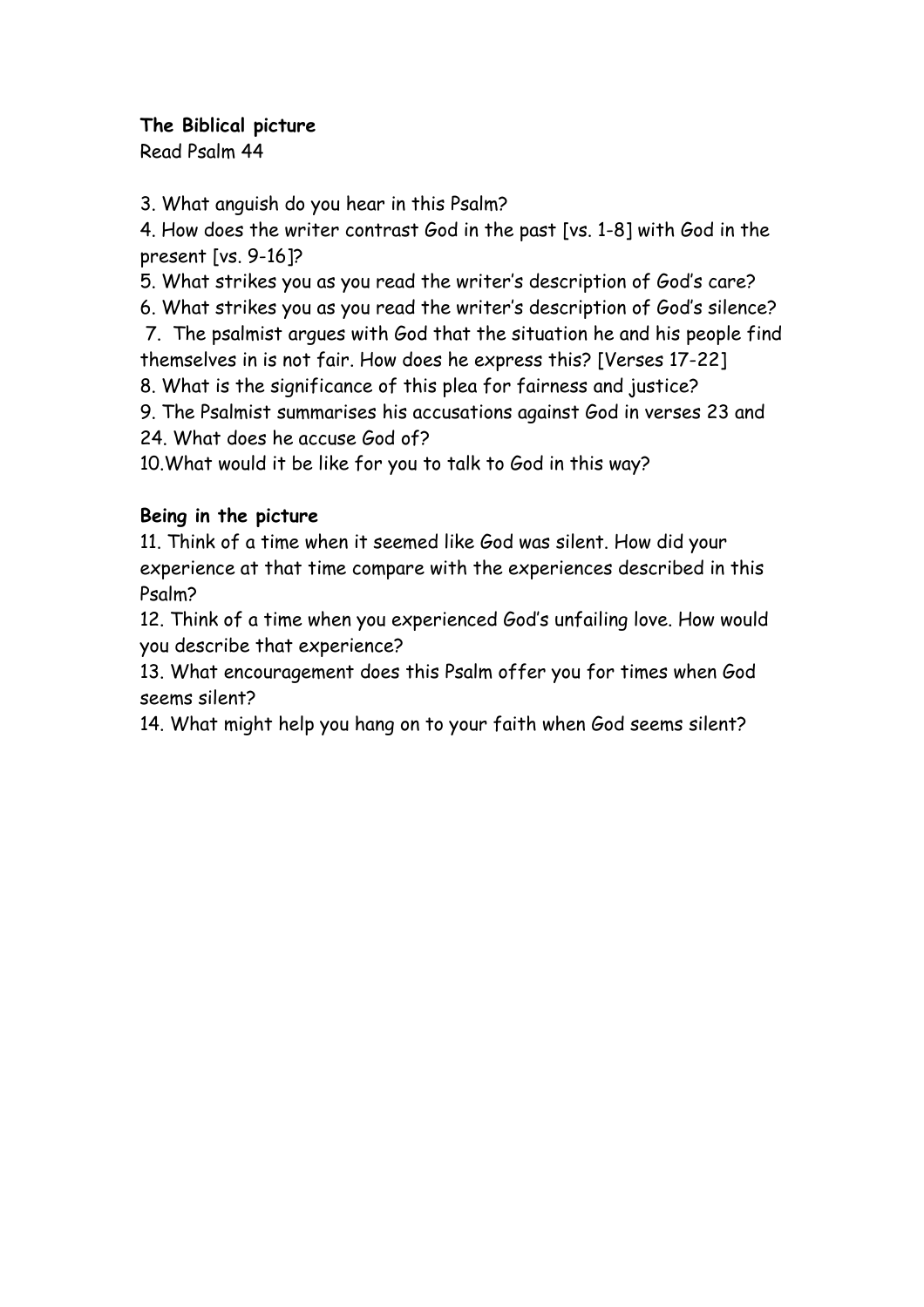**The Biblical picture**

Read Psalm 44

3. What anguish do you hear in this Psalm?
4. How does the writer contrast God in the past [vs. 1-8] with God in the present [vs. 9-16]?
5. What strikes you as you read the writer's description of God's care?
6. What strikes you as you read the writer's description of God's silence?
7. The psalmist argues with God that the situation he and his people find themselves in is not fair. How does he express this? [Verses 17-22]
8. What is the significance of this plea for fairness and justice?
9. The Psalmist summarises his accusations against God in verses 23 and 24. What does he accuse God of?
10. What would it be like for you to talk to God in this way?

**Being in the picture**

11. Think of a time when it seemed like God was silent. How did your experience at that time compare with the experiences described in this Psalm?
12. Think of a time when you experienced God's unfailing love. How would you describe that experience?
13. What encouragement does this Psalm offer you for times when God seems silent?
14. What might help you hang on to your faith when God seems silent?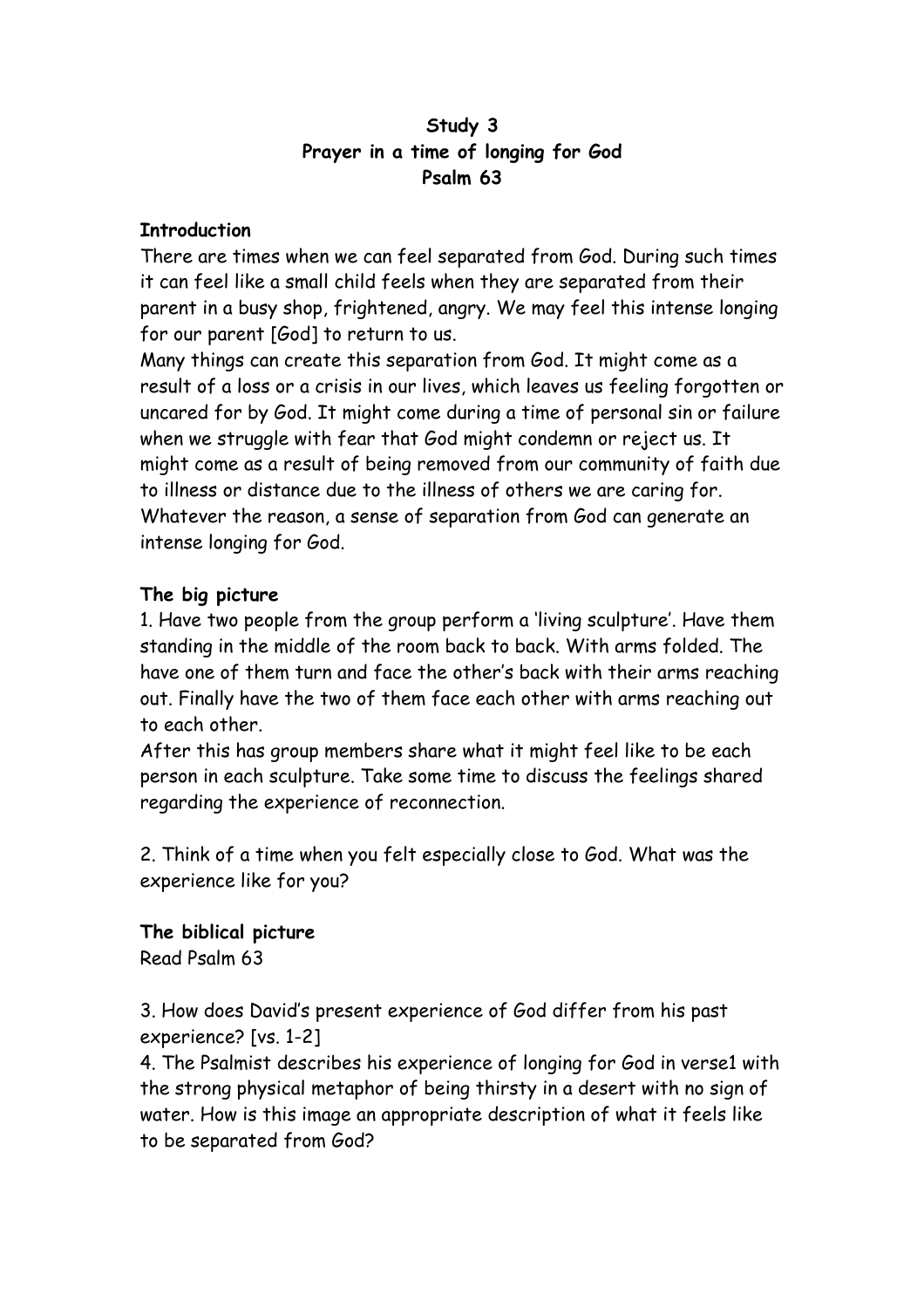**Study 3**
**Prayer in a time of longing for God**
**Psalm 63**

**Introduction**

There are times when we can feel separated from God. During such times it can feel like a small child feels when they are separated from their parent in a busy shop, frightened, angry. We may feel this intense longing for our parent [God] to return to us.

Many things can create this separation from God. It might come as a result of a loss or a crisis in our lives, which leaves us feeling forgotten or uncared for by God. It might come during a time of personal sin or failure when we struggle with fear that God might condemn or reject us. It might come as a result of being removed from our community of faith due to illness or distance due to the illness of others we are caring for. Whatever the reason, a sense of separation from God can generate an intense longing for God.

**The big picture**

1. Have two people from the group perform a 'living sculpture'. Have them standing in the middle of the room back to back. With arms folded. The have one of them turn and face the other's back with their arms reaching out. Finally have the two of them face each other with arms reaching out to each other.

After this has group members share what it might feel like to be each person in each sculpture. Take some time to discuss the feelings shared regarding the experience of reconnection.

2. Think of a time when you felt especially close to God. What was the experience like for you?

**The biblical picture**

Read Psalm 63

3. How does David's present experience of God differ from his past experience? [vs. 1-2]

4. The Psalmist describes his experience of longing for God in verse1 with the strong physical metaphor of being thirsty in a desert with no sign of water. How is this image an appropriate description of what it feels like to be separated from God?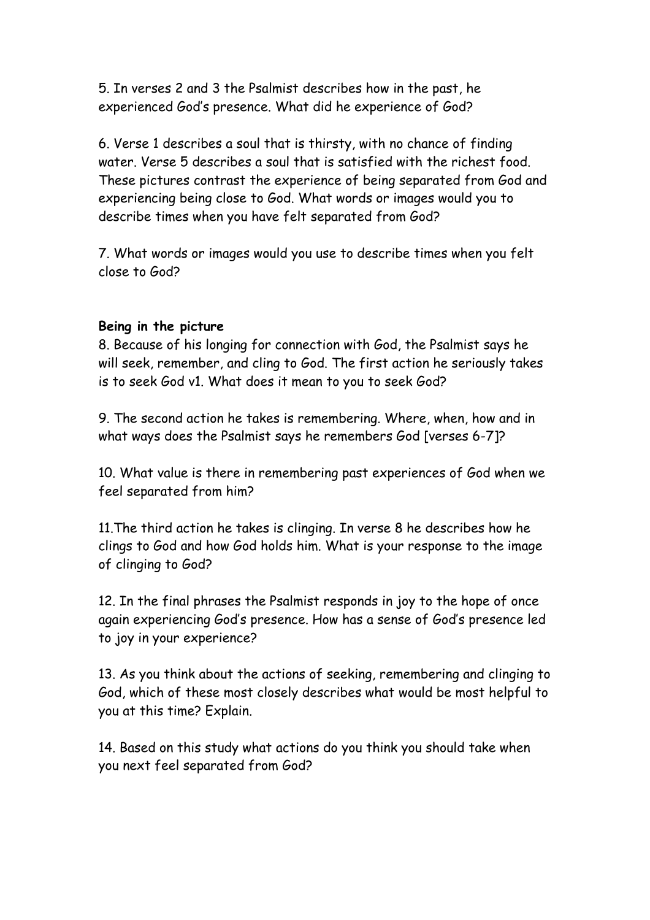5. In verses 2 and 3 the Psalmist describes how in the past, he experienced God's presence. What did he experience of God?

6. Verse 1 describes a soul that is thirsty, with no chance of finding water. Verse 5 describes a soul that is satisfied with the richest food. These pictures contrast the experience of being separated from God and experiencing being close to God. What words or images would you to describe times when you have felt separated from God?

7. What words or images would you use to describe times when you felt close to God?

**Being in the picture**

8. Because of his longing for connection with God, the Psalmist says he will seek, remember, and cling to God. The first action he seriously takes is to seek God v1. What does it mean to you to seek God?

9. The second action he takes is remembering. Where, when, how and in what ways does the Psalmist says he remembers God [verses 6-7]?

10. What value is there in remembering past experiences of God when we feel separated from him?

11.The third action he takes is clinging. In verse 8 he describes how he clings to God and how God holds him. What is your response to the image of clinging to God?

12. In the final phrases the Psalmist responds in joy to the hope of once again experiencing God's presence. How has a sense of God's presence led to joy in your experience?

13. As you think about the actions of seeking, remembering and clinging to God, which of these most closely describes what would be most helpful to you at this time? Explain.

14. Based on this study what actions do you think you should take when you next feel separated from God?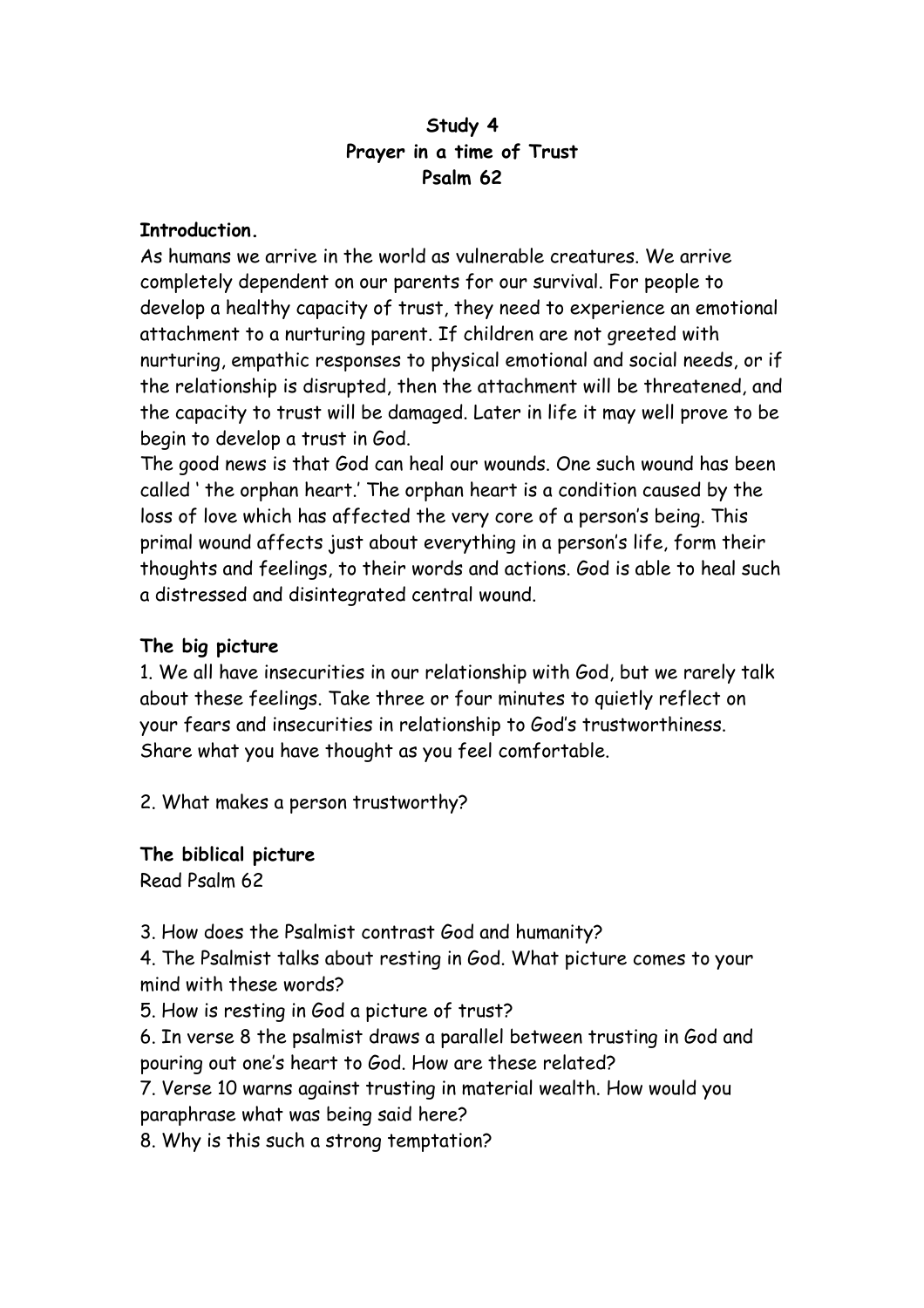**Study 4**
**Prayer in a time of Trust**
**Psalm 62**

**Introduction.**

As humans we arrive in the world as vulnerable creatures. We arrive completely dependent on our parents for our survival. For people to develop a healthy capacity of trust, they need to experience an emotional attachment to a nurturing parent. If children are not greeted with nurturing, empathic responses to physical emotional and social needs, or if the relationship is disrupted, then the attachment will be threatened, and the capacity to trust will be damaged. Later in life it may well prove to be begin to develop a trust in God.

The good news is that God can heal our wounds. One such wound has been called ' the orphan heart.' The orphan heart is a condition caused by the loss of love which has affected the very core of a person's being. This primal wound affects just about everything in a person's life, form their thoughts and feelings, to their words and actions. God is able to heal such a distressed and disintegrated central wound.

**The big picture**

1. We all have insecurities in our relationship with God, but we rarely talk about these feelings. Take three or four minutes to quietly reflect on your fears and insecurities in relationship to God's trustworthiness. Share what you have thought as you feel comfortable.

2. What makes a person trustworthy?

**The biblical picture**

Read Psalm 62

3. How does the Psalmist contrast God and humanity?
4. The Psalmist talks about resting in God. What picture comes to your mind with these words?
5. How is resting in God a picture of trust?
6. In verse 8 the psalmist draws a parallel between trusting in God and pouring out one's heart to God. How are these related?
7. Verse 10 warns against trusting in material wealth. How would you paraphrase what was being said here?
8. Why is this such a strong temptation?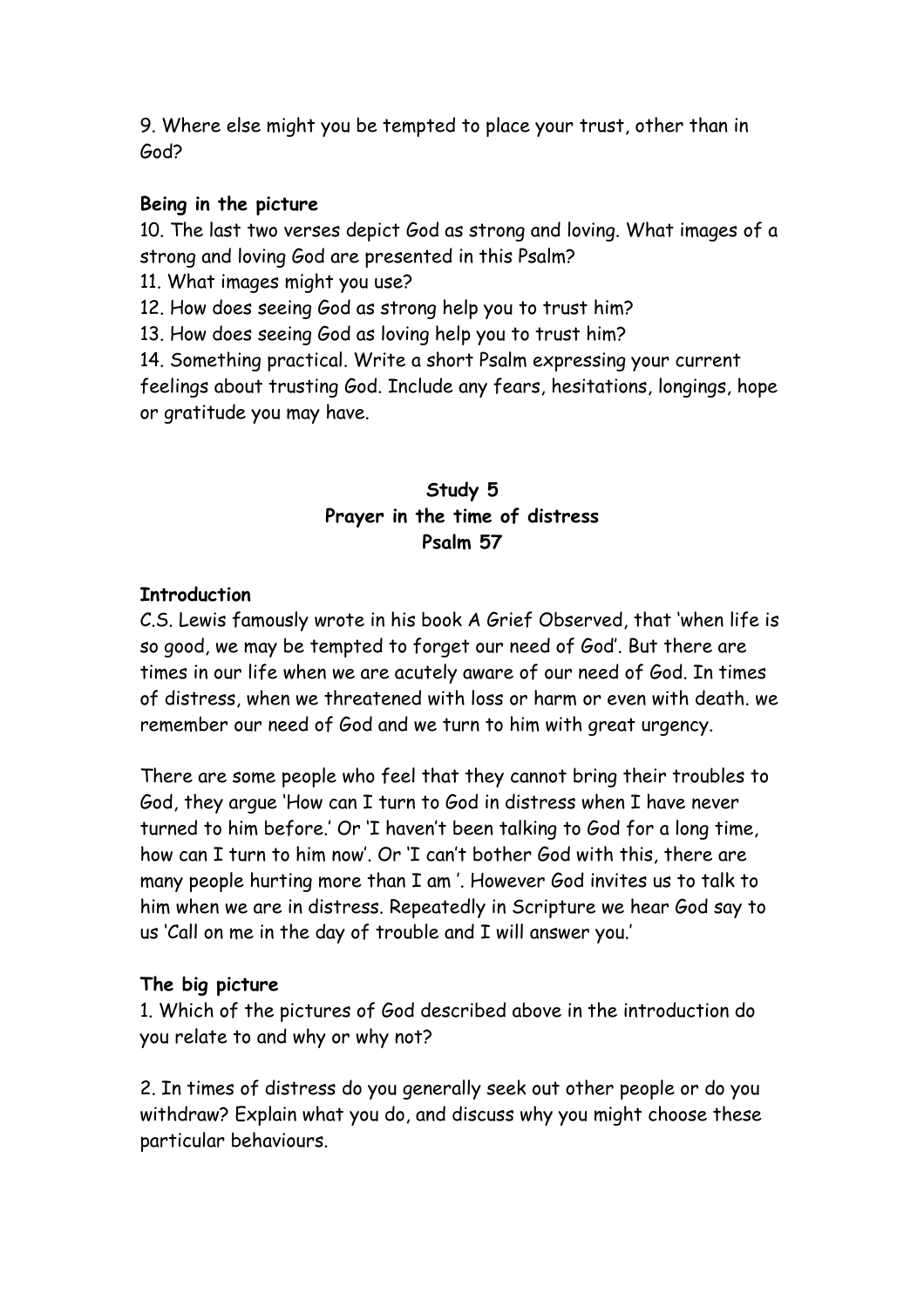9. Where else might you be tempted to place your trust, other than in God?

**Being in the picture**

10. The last two verses depict God as strong and loving. What images of a strong and loving God are presented in this Psalm?

11. What images might you use?

12. How does seeing God as strong help you to trust him?

13. How does seeing God as loving help you to trust him?

14. Something practical. Write a short Psalm expressing your current feelings about trusting God. Include any fears, hesitations, longings, hope or gratitude you may have.

## Study 5
## Prayer in the time of distress
## Psalm 57

**Introduction**

C.S. Lewis famously wrote in his book A Grief Observed, that 'when life is so good, we may be tempted to forget our need of God'. But there are times in our life when we are acutely aware of our need of God. In times of distress, when we threatened with loss or harm or even with death. we remember our need of God and we turn to him with great urgency.

There are some people who feel that they cannot bring their troubles to God, they argue 'How can I turn to God in distress when I have never turned to him before.' Or 'I haven't been talking to God for a long time, how can I turn to him now'. Or 'I can't bother God with this, there are many people hurting more than I am '. However God invites us to talk to him when we are in distress. Repeatedly in Scripture we hear God say to us 'Call on me in the day of trouble and I will answer you.'

**The big picture**

1. Which of the pictures of God described above in the introduction do you relate to and why or why not?

2. In times of distress do you generally seek out other people or do you withdraw? Explain what you do, and discuss why you might choose these particular behaviours.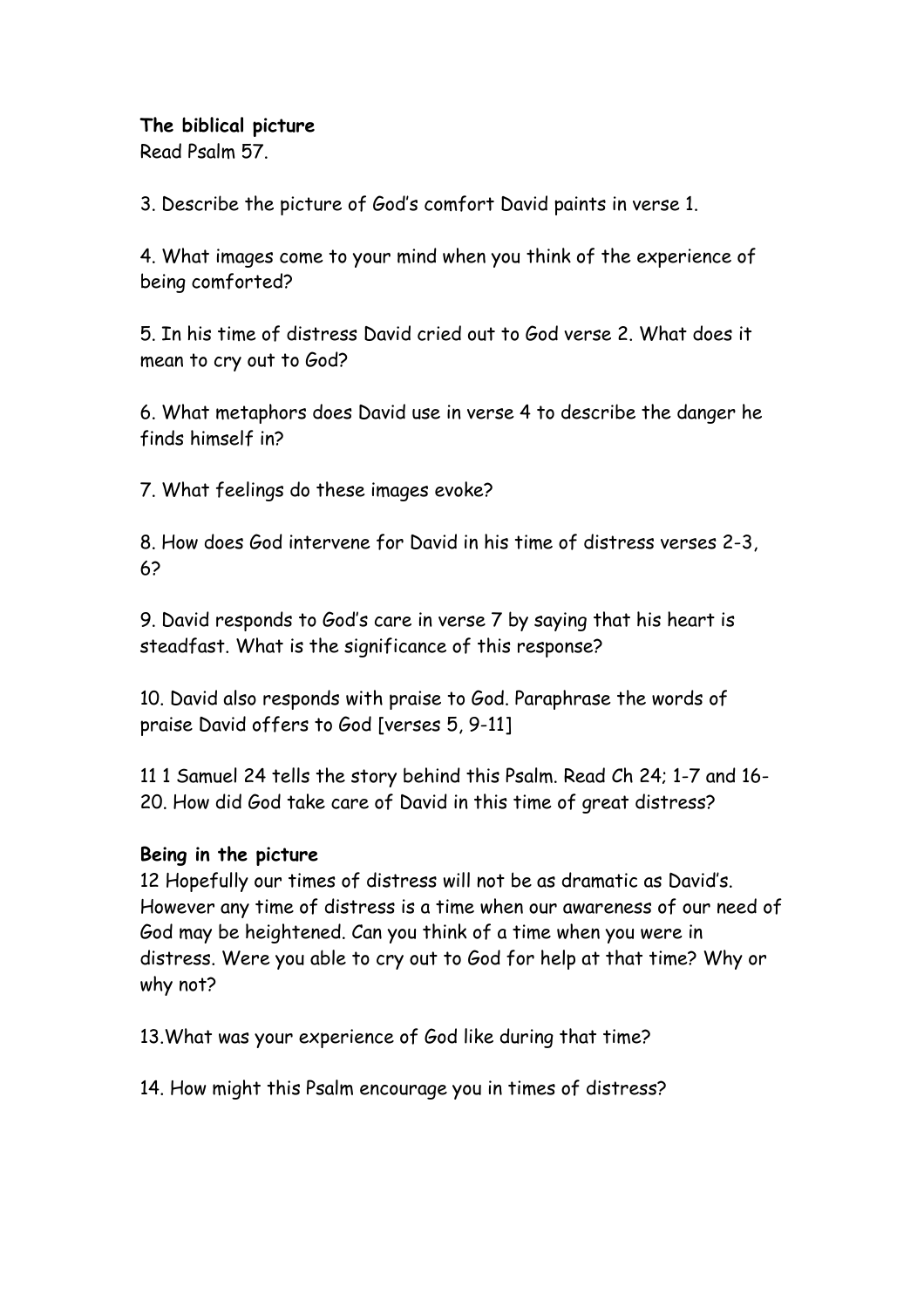**The biblical picture**
Read Psalm 57.

3. Describe the picture of God's comfort David paints in verse 1.

4. What images come to your mind when you think of the experience of being comforted?

5. In his time of distress David cried out to God verse 2. What does it mean to cry out to God?

6. What metaphors does David use in verse 4 to describe the danger he finds himself in?

7. What feelings do these images evoke?

8. How does God intervene for David in his time of distress verses 2-3, 6?

9. David responds to God's care in verse 7 by saying that his heart is steadfast. What is the significance of this response?

10. David also responds with praise to God. Paraphrase the words of praise David offers to God [verses 5, 9-11]

11 1 Samuel 24 tells the story behind this Psalm. Read Ch 24; 1-7 and 16-20. How did God take care of David in this time of great distress?

**Being in the picture**
12 Hopefully our times of distress will not be as dramatic as David's. However any time of distress is a time when our awareness of our need of God may be heightened. Can you think of a time when you were in distress. Were you able to cry out to God for help at that time? Why or why not?

13.What was your experience of God like during that time?

14. How might this Psalm encourage you in times of distress?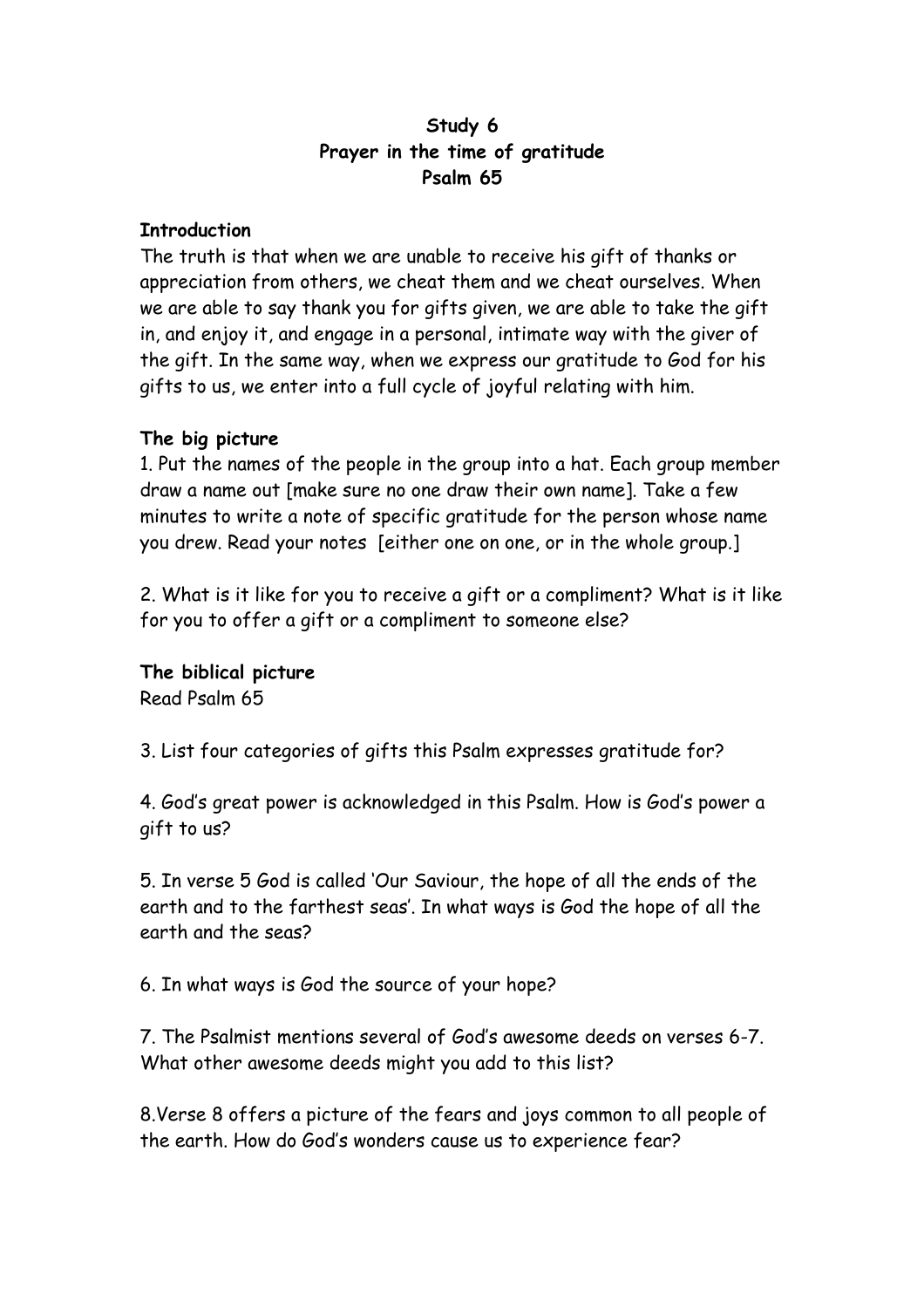**Study 6**
**Prayer in the time of gratitude**
**Psalm 65**

**Introduction**

The truth is that when we are unable to receive his gift of thanks or appreciation from others, we cheat them and we cheat ourselves. When we are able to say thank you for gifts given, we are able to take the gift in, and enjoy it, and engage in a personal, intimate way with the giver of the gift. In the same way, when we express our gratitude to God for his gifts to us, we enter into a full cycle of joyful relating with him.

**The big picture**

1. Put the names of the people in the group into a hat. Each group member draw a name out [make sure no one draw their own name]. Take a few minutes to write a note of specific gratitude for the person whose name you drew. Read your notes [either one on one, or in the whole group.]

2. What is it like for you to receive a gift or a compliment? What is it like for you to offer a gift or a compliment to someone else?

**The biblical picture**

Read Psalm 65

3. List four categories of gifts this Psalm expresses gratitude for?

4. God's great power is acknowledged in this Psalm. How is God's power a gift to us?

5. In verse 5 God is called 'Our Saviour, the hope of all the ends of the earth and to the farthest seas'. In what ways is God the hope of all the earth and the seas?

6. In what ways is God the source of your hope?

7. The Psalmist mentions several of God's awesome deeds on verses 6-7. What other awesome deeds might you add to this list?

8.Verse 8 offers a picture of the fears and joys common to all people of the earth. How do God's wonders cause us to experience fear?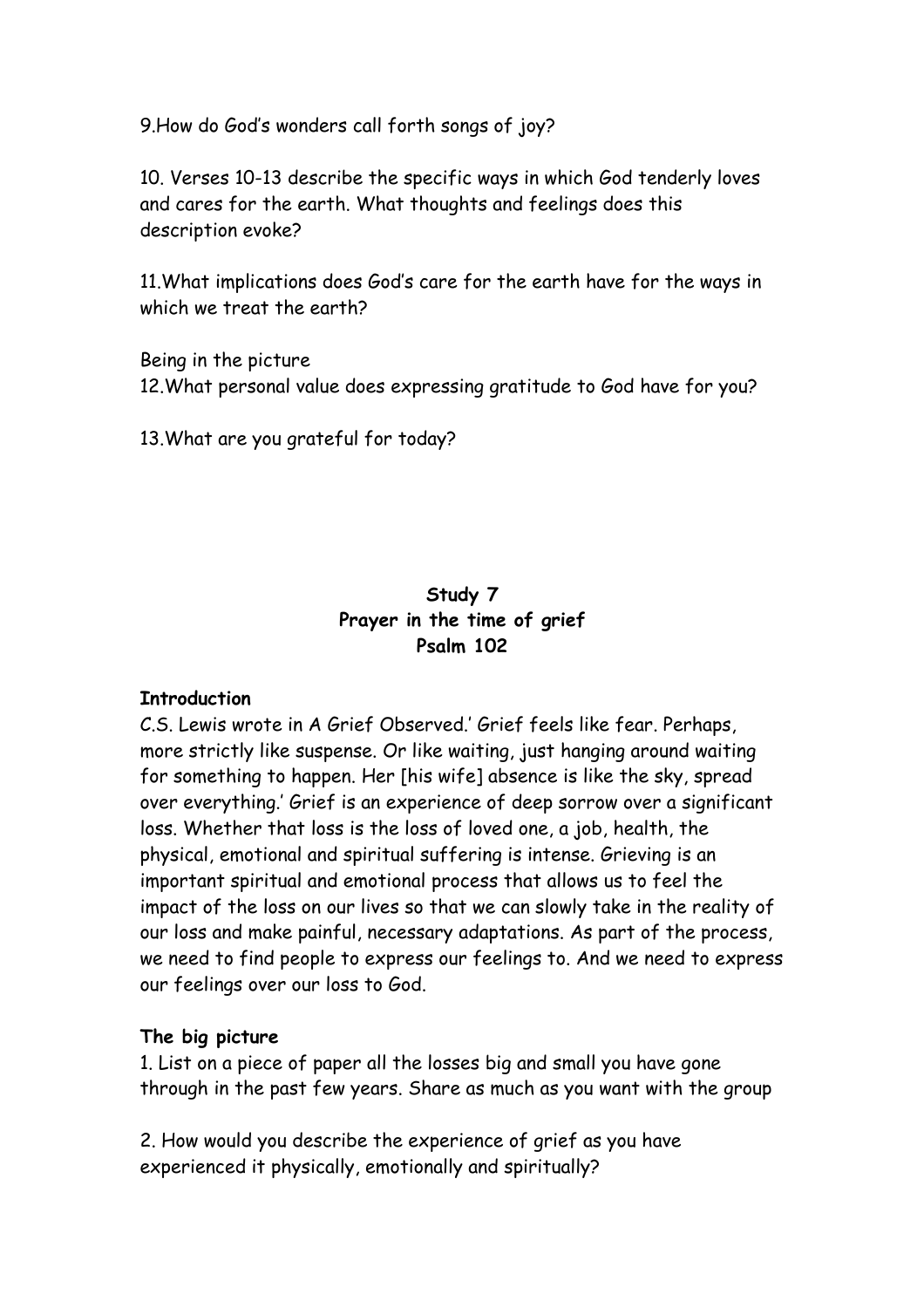9.How do God's wonders call forth songs of joy?

10. Verses 10-13 describe the specific ways in which God tenderly loves and cares for the earth. What thoughts and feelings does this description evoke?

11.What implications does God's care for the earth have for the ways in which we treat the earth?

Being in the picture
12.What personal value does expressing gratitude to God have for you?

13.What are you grateful for today?

## Study 7
## Prayer in the time of grief
## Psalm 102

**Introduction**
C.S. Lewis wrote in A Grief Observed.' Grief feels like fear. Perhaps, more strictly like suspense. Or like waiting, just hanging around waiting for something to happen. Her [his wife] absence is like the sky, spread over everything.' Grief is an experience of deep sorrow over a significant loss. Whether that loss is the loss of loved one, a job, health, the physical, emotional and spiritual suffering is intense. Grieving is an important spiritual and emotional process that allows us to feel the impact of the loss on our lives so that we can slowly take in the reality of our loss and make painful, necessary adaptations. As part of the process, we need to find people to express our feelings to. And we need to express our feelings over our loss to God.

**The big picture**
1. List on a piece of paper all the losses big and small you have gone through in the past few years. Share as much as you want with the group

2. How would you describe the experience of grief as you have experienced it physically, emotionally and spiritually?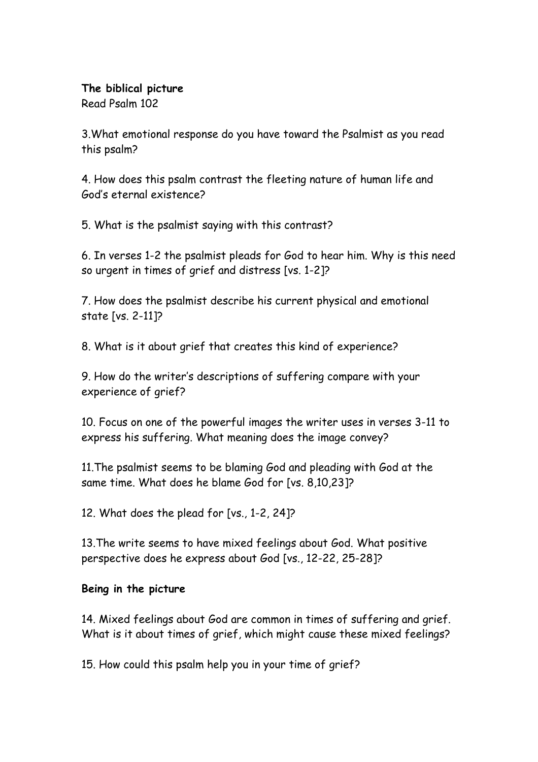**The biblical picture**
Read Psalm 102

3.What emotional response do you have toward the Psalmist as you read this psalm?

4. How does this psalm contrast the fleeting nature of human life and God's eternal existence?

5. What is the psalmist saying with this contrast?

6. In verses 1-2 the psalmist pleads for God to hear him. Why is this need so urgent in times of grief and distress [vs. 1-2]?

7. How does the psalmist describe his current physical and emotional state [vs. 2-11]?

8. What is it about grief that creates this kind of experience?

9. How do the writer's descriptions of suffering compare with your experience of grief?

10. Focus on one of the powerful images the writer uses in verses 3-11 to express his suffering. What meaning does the image convey?

11.The psalmist seems to be blaming God and pleading with God at the same time. What does he blame God for [vs. 8,10,23]?

12. What does the plead for [vs., 1-2, 24]?

13.The write seems to have mixed feelings about God. What positive perspective does he express about God [vs., 12-22, 25-28]?

**Being in the picture**

14. Mixed feelings about God are common in times of suffering and grief. What is it about times of grief, which might cause these mixed feelings?

15. How could this psalm help you in your time of grief?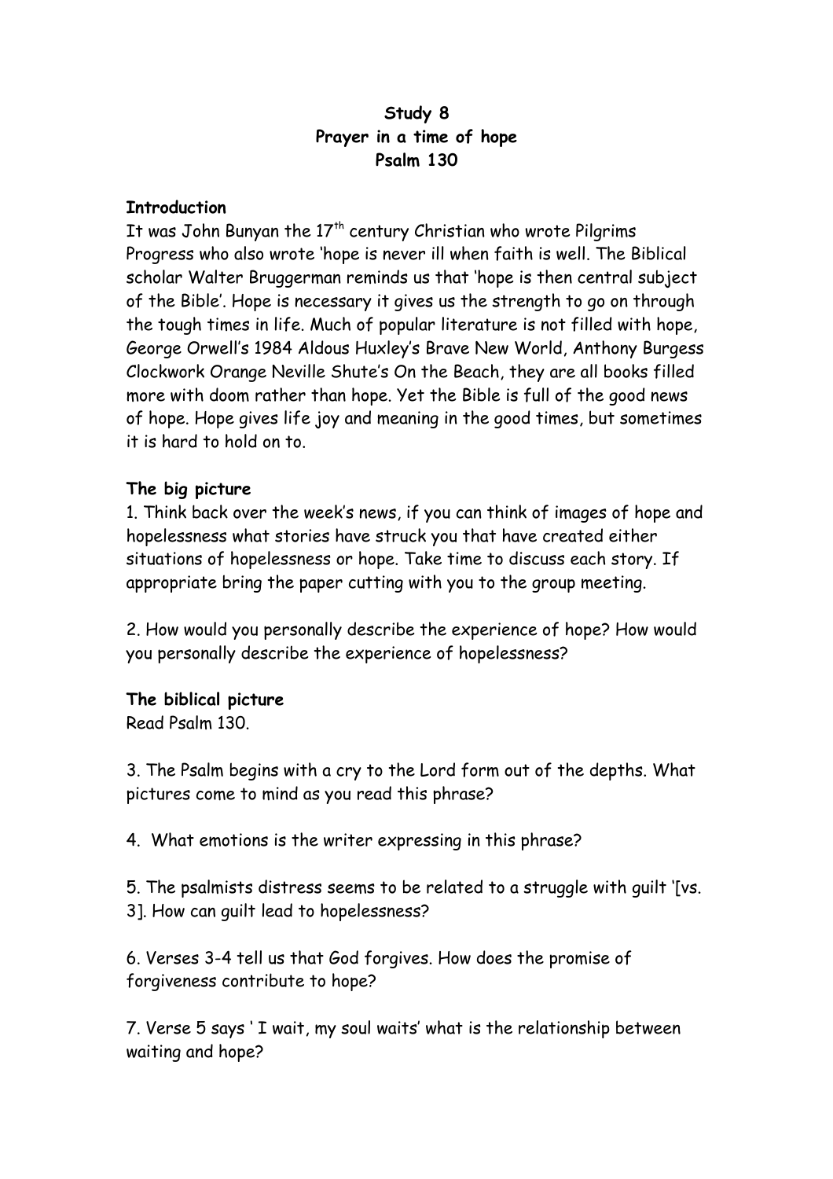**Study 8**
**Prayer in a time of hope**
**Psalm 130**

**Introduction**

It was John Bunyan the 17th century Christian who wrote Pilgrims Progress who also wrote 'hope is never ill when faith is well. The Biblical scholar Walter Bruggerman reminds us that 'hope is then central subject of the Bible'. Hope is necessary it gives us the strength to go on through the tough times in life. Much of popular literature is not filled with hope, George Orwell's 1984 Aldous Huxley's Brave New World, Anthony Burgess Clockwork Orange Neville Shute's On the Beach, they are all books filled more with doom rather than hope. Yet the Bible is full of the good news of hope. Hope gives life joy and meaning in the good times, but sometimes it is hard to hold on to.

**The big picture**

1. Think back over the week's news, if you can think of images of hope and hopelessness what stories have struck you that have created either situations of hopelessness or hope. Take time to discuss each story. If appropriate bring the paper cutting with you to the group meeting.

2. How would you personally describe the experience of hope? How would you personally describe the experience of hopelessness?

**The biblical picture**

Read Psalm 130.

3. The Psalm begins with a cry to the Lord form out of the depths. What pictures come to mind as you read this phrase?

4. What emotions is the writer expressing in this phrase?

5. The psalmists distress seems to be related to a struggle with guilt '[vs. 3]. How can guilt lead to hopelessness?

6. Verses 3-4 tell us that God forgives. How does the promise of forgiveness contribute to hope?

7. Verse 5 says ' I wait, my soul waits' what is the relationship between waiting and hope?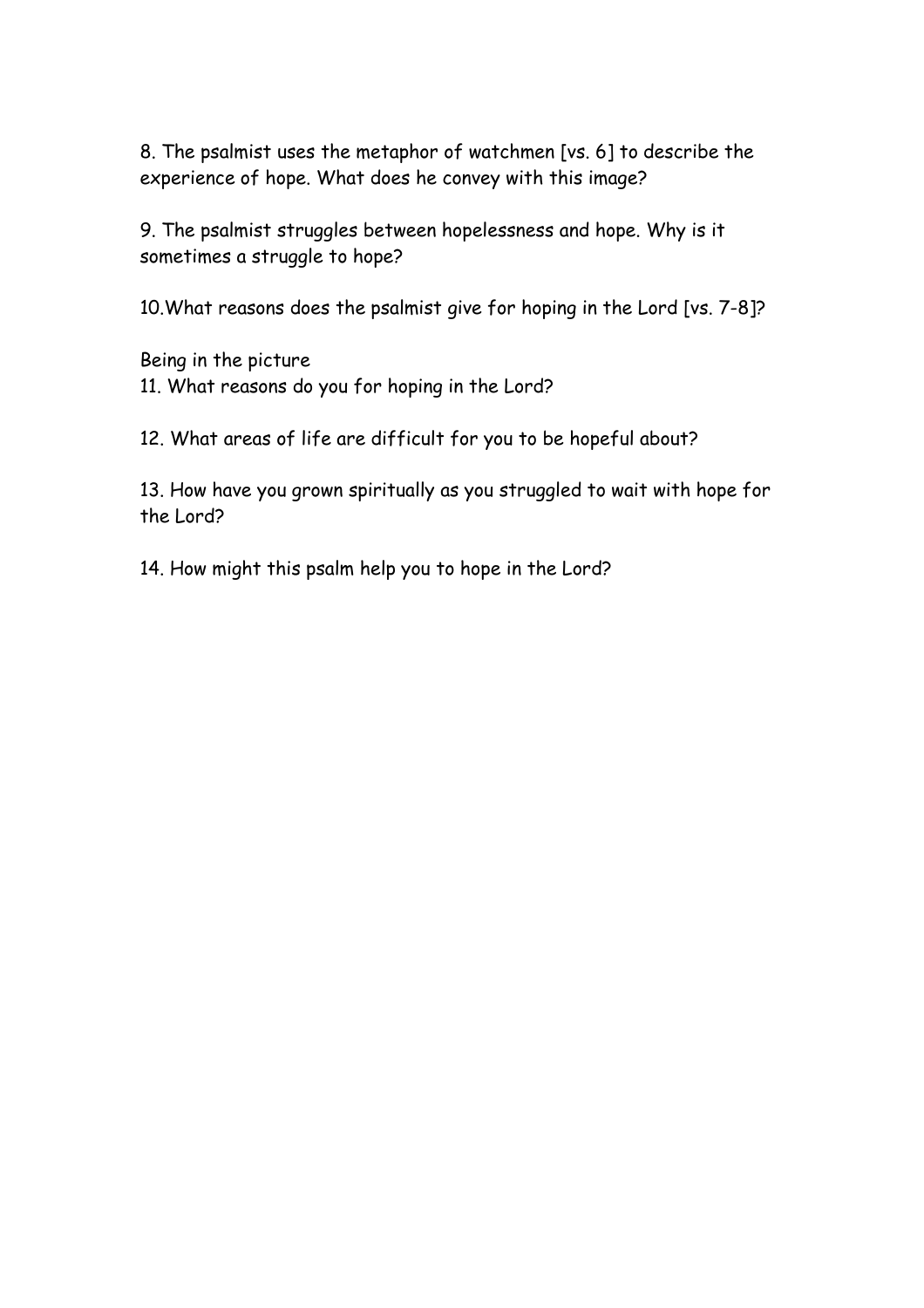8. The psalmist uses the metaphor of watchmen [vs. 6] to describe the experience of hope. What does he convey with this image?

9. The psalmist struggles between hopelessness and hope. Why is it sometimes a struggle to hope?

10.What reasons does the psalmist give for hoping in the Lord [vs. 7-8]?

Being in the picture

11. What reasons do you for hoping in the Lord?

12. What areas of life are difficult for you to be hopeful about?

13. How have you grown spiritually as you struggled to wait with hope for the Lord?

14. How might this psalm help you to hope in the Lord?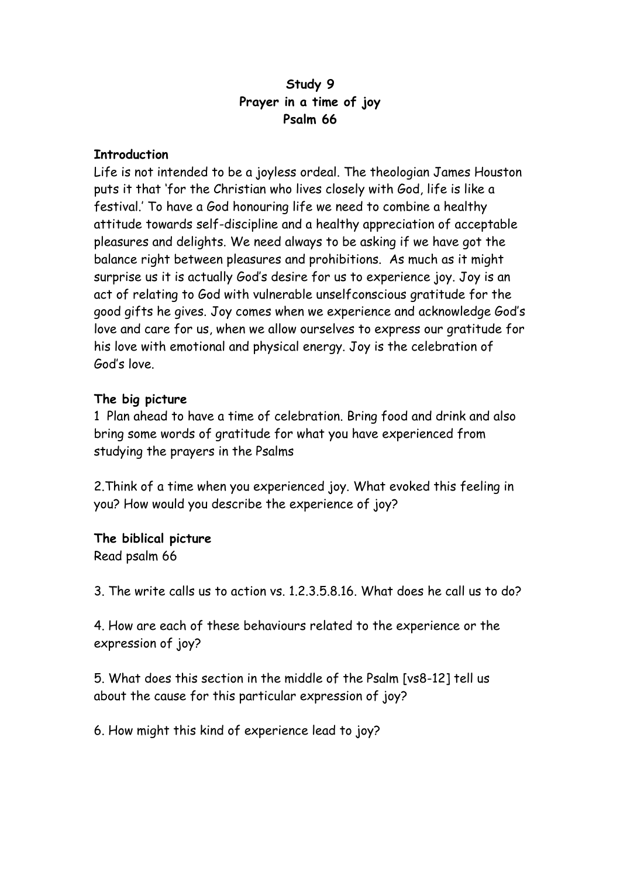**Study 9**
**Prayer in a time of joy**
**Psalm 66**

**Introduction**

Life is not intended to be a joyless ordeal. The theologian James Houston puts it that 'for the Christian who lives closely with God, life is like a festival.' To have a God honouring life we need to combine a healthy attitude towards self-discipline and a healthy appreciation of acceptable pleasures and delights. We need always to be asking if we have got the balance right between pleasures and prohibitions. As much as it might surprise us it is actually God's desire for us to experience joy. Joy is an act of relating to God with vulnerable unselfconscious gratitude for the good gifts he gives. Joy comes when we experience and acknowledge God's love and care for us, when we allow ourselves to express our gratitude for his love with emotional and physical energy. Joy is the celebration of God's love.

**The big picture**

1 Plan ahead to have a time of celebration. Bring food and drink and also bring some words of gratitude for what you have experienced from studying the prayers in the Psalms

2.Think of a time when you experienced joy. What evoked this feeling in you? How would you describe the experience of joy?

**The biblical picture**

Read psalm 66

3. The write calls us to action vs. 1.2.3.5.8.16. What does he call us to do?

4. How are each of these behaviours related to the experience or the expression of joy?

5. What does this section in the middle of the Psalm [vs8-12] tell us about the cause for this particular expression of joy?

6. How might this kind of experience lead to joy?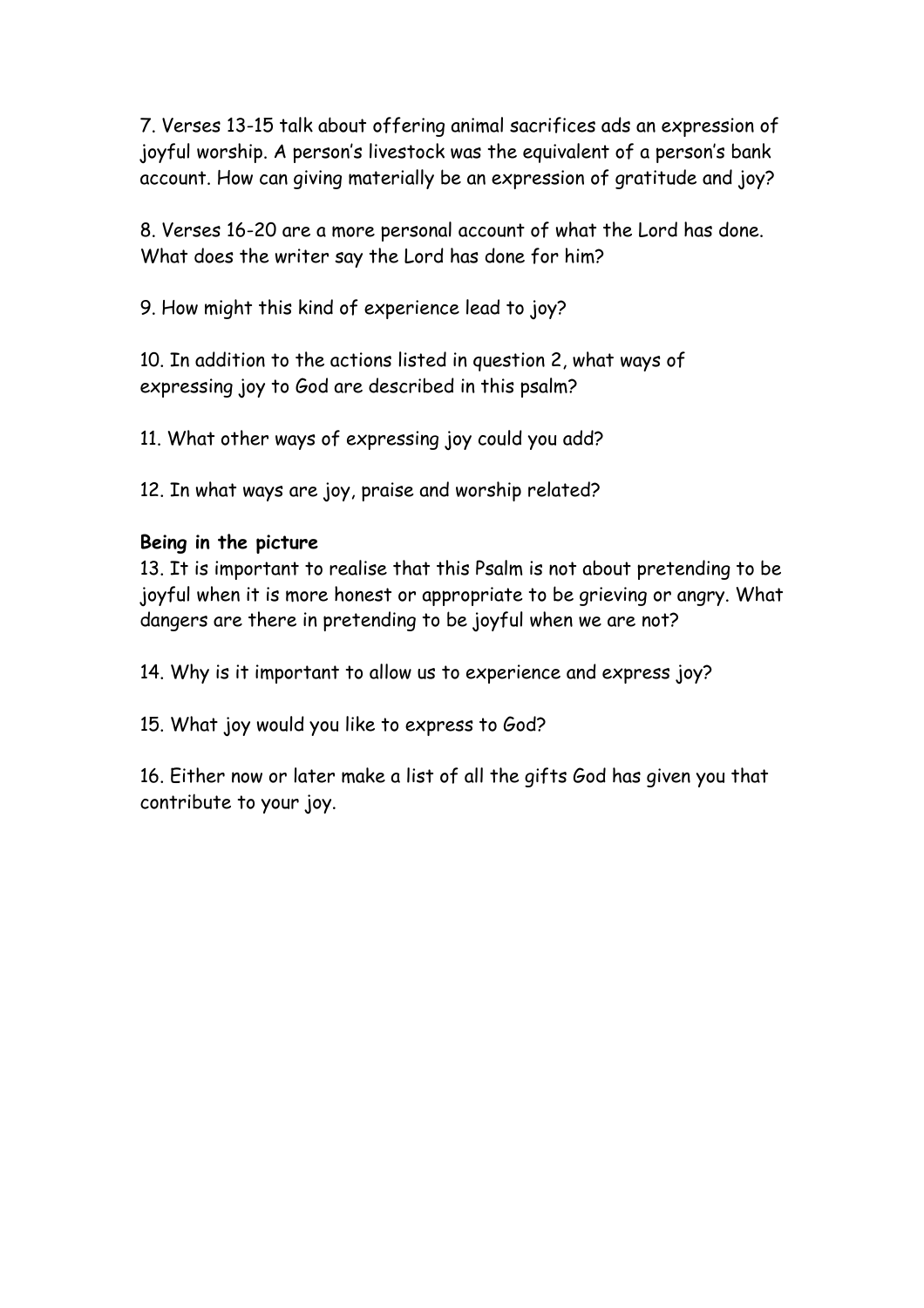7. Verses 13-15 talk about offering animal sacrifices ads an expression of joyful worship. A person's livestock was the equivalent of a person's bank account. How can giving materially be an expression of gratitude and joy?

8. Verses 16-20 are a more personal account of what the Lord has done. What does the writer say the Lord has done for him?

9. How might this kind of experience lead to joy?

10. In addition to the actions listed in question 2, what ways of expressing joy to God are described in this psalm?

11. What other ways of expressing joy could you add?

12. In what ways are joy, praise and worship related?

**Being in the picture**

13. It is important to realise that this Psalm is not about pretending to be joyful when it is more honest or appropriate to be grieving or angry. What dangers are there in pretending to be joyful when we are not?

14. Why is it important to allow us to experience and express joy?

15. What joy would you like to express to God?

16. Either now or later make a list of all the gifts God has given you that contribute to your joy.